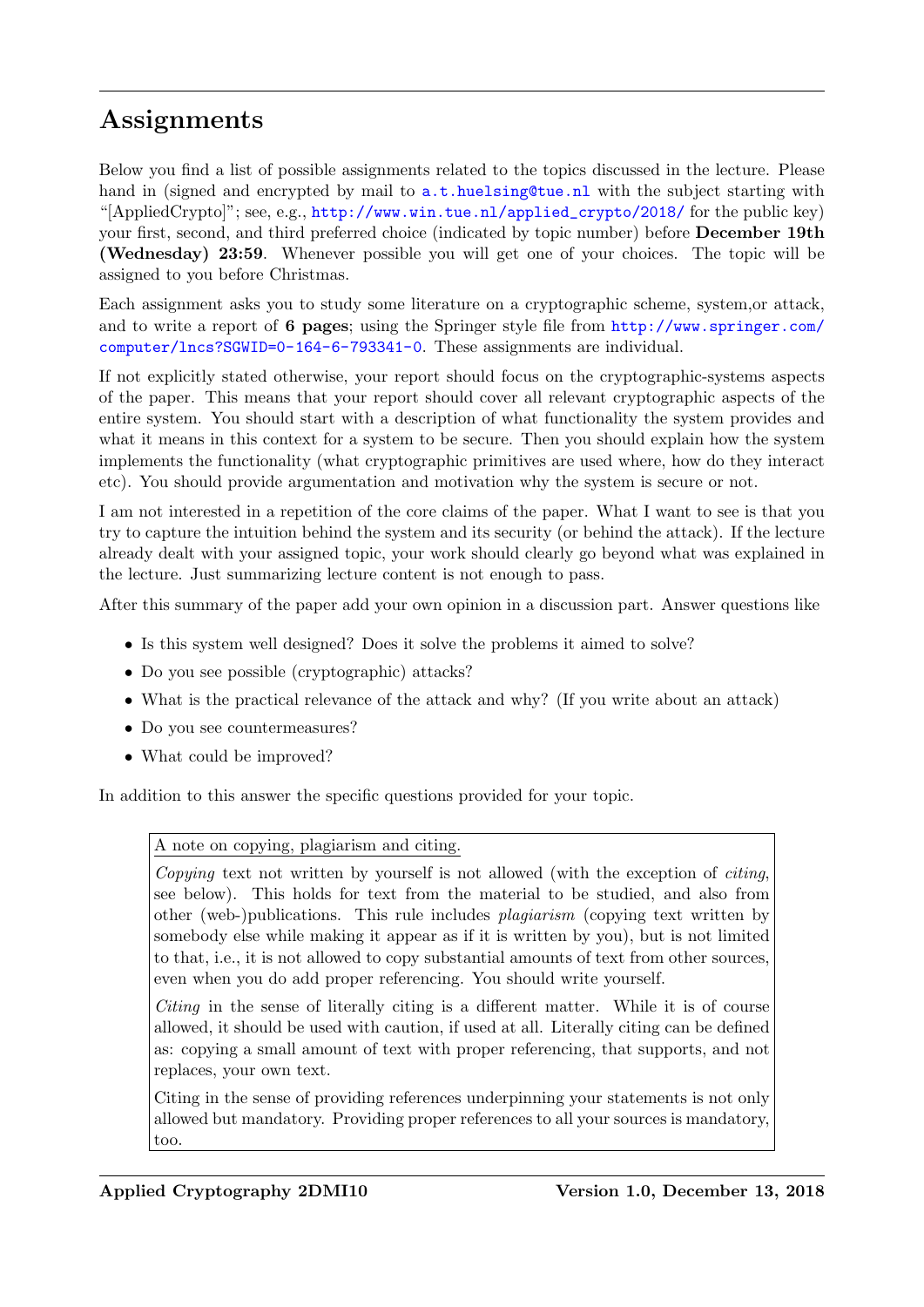# Assignments

Below you find a list of possible assignments related to the topics discussed in the lecture. Please hand in (signed and encrypted by mail to a.t.huelsing@tue.nl with the subject starting with "[AppliedCrypto]"; see, e.g., http://www.win.tue.nl/applied_crypto/2018/ for the public key) your first, second, and third preferred choice (indicated by topic number) before **December 19th (Wednesday) 23:59**. Whenever possible you will get one of your choices. The topic will be assigned to you before Christmas.

Each assignment asks you to study some literature on a cryptographic scheme, system,or attack, and to write a report of **6 pages**; using the Springer style file from http://www.springer.com/computer/lncs?SGWID=0-164-6-793341-0. These assignments are individual.

If not explicitly stated otherwise, your report should focus on the cryptographic-systems aspects of the paper. This means that your report should cover all relevant cryptographic aspects of the entire system. You should start with a description of what functionality the system provides and what it means in this context for a system to be secure. Then you should explain how the system implements the functionality (what cryptographic primitives are used where, how do they interact etc). You should provide argumentation and motivation why the system is secure or not.

I am not interested in a repetition of the core claims of the paper. What I want to see is that you try to capture the intuition behind the system and its security (or behind the attack). If the lecture already dealt with your assigned topic, your work should clearly go beyond what was explained in the lecture. Just summarizing lecture content is not enough to pass.

After this summary of the paper add your own opinion in a discussion part. Answer questions like

- Is this system well designed? Does it solve the problems it aimed to solve?
- Do you see possible (cryptographic) attacks?
- What is the practical relevance of the attack and why? (If you write about an attack)
- Do you see countermeasures?
- What could be improved?

In addition to this answer the specific questions provided for your topic.

> A note on copying, plagiarism and citing.
>
> *Copying* text not written by yourself is not allowed (with the exception of *citing*, see below). This holds for text from the material to be studied, and also from other (web-)publications. This rule includes *plagiarism* (copying text written by somebody else while making it appear as if it is written by you), but is not limited to that, i.e., it is not allowed to copy substantial amounts of text from other sources, even when you do add proper referencing. You should write yourself.
>
> *Citing* in the sense of literally citing is a different matter. While it is of course allowed, it should be used with caution, if used at all. Literally citing can be defined as: copying a small amount of text with proper referencing, that supports, and not replaces, your own text.
>
> Citing in the sense of providing references underpinning your statements is not only allowed but mandatory. Providing proper references to all your sources is mandatory, too.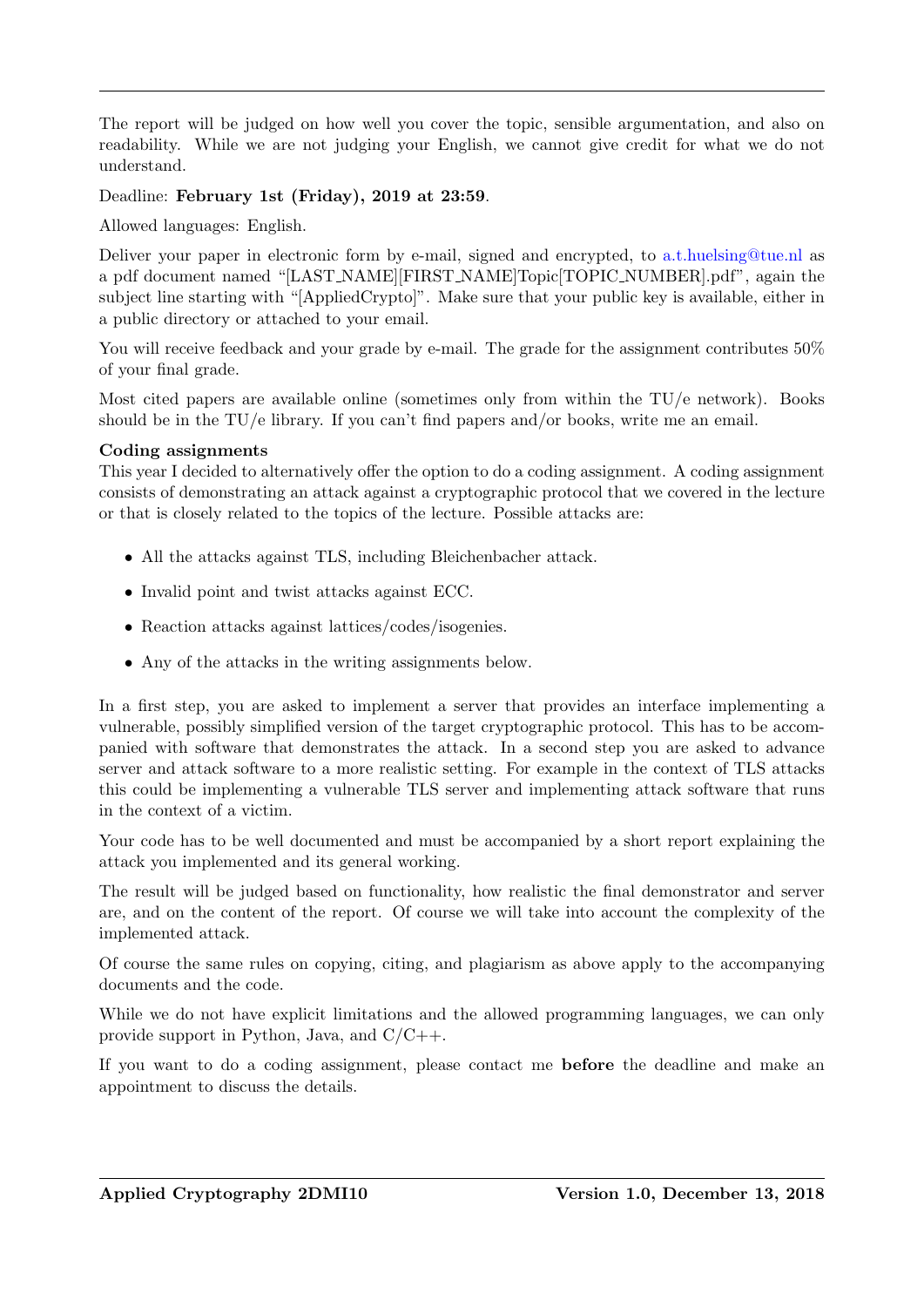The report will be judged on how well you cover the topic, sensible argumentation, and also on readability. While we are not judging your English, we cannot give credit for what we do not understand.

Deadline: **February 1st (Friday), 2019 at 23:59**.

Allowed languages: English.

Deliver your paper in electronic form by e-mail, signed and encrypted, to a.t.huelsing@tue.nl as a pdf document named "[LAST_NAME][FIRST_NAME]Topic[TOPIC_NUMBER].pdf", again the subject line starting with "[AppliedCrypto]". Make sure that your public key is available, either in a public directory or attached to your email.

You will receive feedback and your grade by e-mail. The grade for the assignment contributes 50% of your final grade.

Most cited papers are available online (sometimes only from within the TU/e network). Books should be in the TU/e library. If you can't find papers and/or books, write me an email.

**Coding assignments**

This year I decided to alternatively offer the option to do a coding assignment. A coding assignment consists of demonstrating an attack against a cryptographic protocol that we covered in the lecture or that is closely related to the topics of the lecture. Possible attacks are:

- All the attacks against TLS, including Bleichenbacher attack.
- Invalid point and twist attacks against ECC.
- Reaction attacks against lattices/codes/isogenies.
- Any of the attacks in the writing assignments below.

In a first step, you are asked to implement a server that provides an interface implementing a vulnerable, possibly simplified version of the target cryptographic protocol. This has to be accompanied with software that demonstrates the attack. In a second step you are asked to advance server and attack software to a more realistic setting. For example in the context of TLS attacks this could be implementing a vulnerable TLS server and implementing attack software that runs in the context of a victim.

Your code has to be well documented and must be accompanied by a short report explaining the attack you implemented and its general working.

The result will be judged based on functionality, how realistic the final demonstrator and server are, and on the content of the report. Of course we will take into account the complexity of the implemented attack.

Of course the same rules on copying, citing, and plagiarism as above apply to the accompanying documents and the code.

While we do not have explicit limitations and the allowed programming languages, we can only provide support in Python, Java, and C/C++.

If you want to do a coding assignment, please contact me **before** the deadline and make an appointment to discuss the details.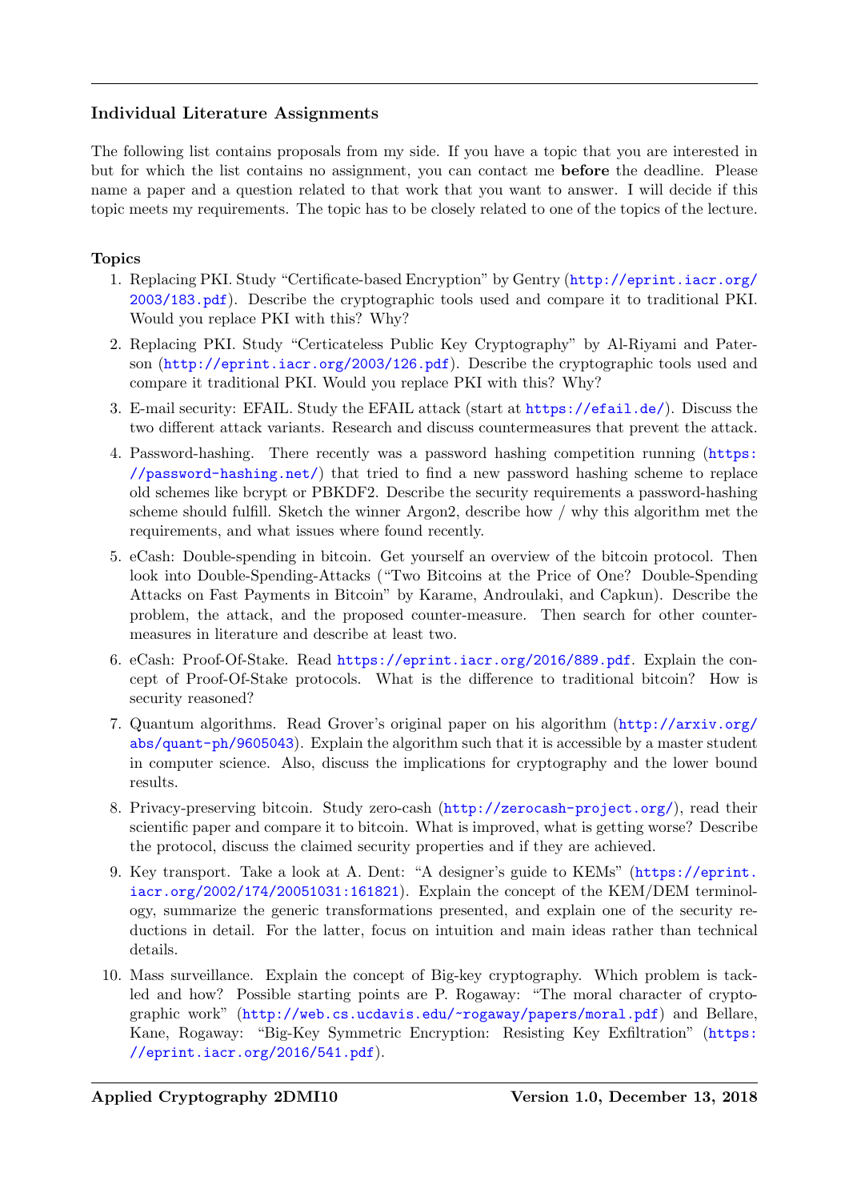### Individual Literature Assignments

The following list contains proposals from my side. If you have a topic that you are interested in but for which the list contains no assignment, you can contact me **before** the deadline. Please name a paper and a question related to that work that you want to answer. I will decide if this topic meets my requirements. The topic has to be closely related to one of the topics of the lecture.

#### Topics

1. Replacing PKI. Study "Certificate-based Encryption" by Gentry (http://eprint.iacr.org/2003/183.pdf). Describe the cryptographic tools used and compare it to traditional PKI. Would you replace PKI with this? Why?
2. Replacing PKI. Study "Certicateless Public Key Cryptography" by Al-Riyami and Paterson (http://eprint.iacr.org/2003/126.pdf). Describe the cryptographic tools used and compare it traditional PKI. Would you replace PKI with this? Why?
3. E-mail security: EFAIL. Study the EFAIL attack (start at https://efail.de/). Discuss the two different attack variants. Research and discuss countermeasures that prevent the attack.
4. Password-hashing. There recently was a password hashing competition running (https://password-hashing.net/) that tried to find a new password hashing scheme to replace old schemes like bcrypt or PBKDF2. Describe the security requirements a password-hashing scheme should fulfill. Sketch the winner Argon2, describe how / why this algorithm met the requirements, and what issues where found recently.
5. eCash: Double-spending in bitcoin. Get yourself an overview of the bitcoin protocol. Then look into Double-Spending-Attacks ("Two Bitcoins at the Price of One? Double-Spending Attacks on Fast Payments in Bitcoin" by Karame, Androulaki, and Capkun). Describe the problem, the attack, and the proposed counter-measure. Then search for other counter-measures in literature and describe at least two.
6. eCash: Proof-Of-Stake. Read https://eprint.iacr.org/2016/889.pdf. Explain the concept of Proof-Of-Stake protocols. What is the difference to traditional bitcoin? How is security reasoned?
7. Quantum algorithms. Read Grover's original paper on his algorithm (http://arxiv.org/abs/quant-ph/9605043). Explain the algorithm such that it is accessible by a master student in computer science. Also, discuss the implications for cryptography and the lower bound results.
8. Privacy-preserving bitcoin. Study zero-cash (http://zerocash-project.org/), read their scientific paper and compare it to bitcoin. What is improved, what is getting worse? Describe the protocol, discuss the claimed security properties and if they are achieved.
9. Key transport. Take a look at A. Dent: "A designer's guide to KEMs" (https://eprint.iacr.org/2002/174/20051031:161821). Explain the concept of the KEM/DEM terminology, summarize the generic transformations presented, and explain one of the security reductions in detail. For the latter, focus on intuition and main ideas rather than technical details.
10. Mass surveillance. Explain the concept of Big-key cryptography. Which problem is tackled and how? Possible starting points are P. Rogaway: "The moral character of cryptographic work" (http://web.cs.ucdavis.edu/~rogaway/papers/moral.pdf) and Bellare, Kane, Rogaway: "Big-Key Symmetric Encryption: Resisting Key Exfiltration" (https://eprint.iacr.org/2016/541.pdf).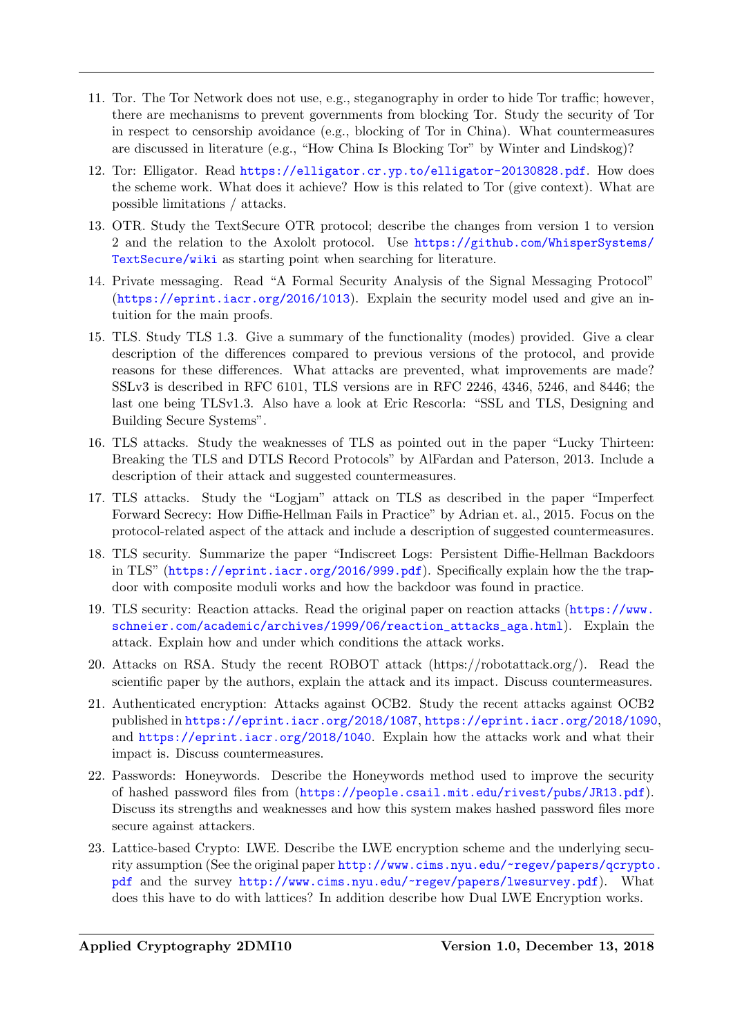11. Tor. The Tor Network does not use, e.g., steganography in order to hide Tor traffic; however, there are mechanisms to prevent governments from blocking Tor. Study the security of Tor in respect to censorship avoidance (e.g., blocking of Tor in China). What countermeasures are discussed in literature (e.g., "How China Is Blocking Tor" by Winter and Lindskog)?

12. Tor: Elligator. Read https://elligator.cr.yp.to/elligator-20130828.pdf. How does the scheme work. What does it achieve? How is this related to Tor (give context). What are possible limitations / attacks.

13. OTR. Study the TextSecure OTR protocol; describe the changes from version 1 to version 2 and the relation to the Axololt protocol. Use https://github.com/WhisperSystems/TextSecure/wiki as starting point when searching for literature.

14. Private messaging. Read "A Formal Security Analysis of the Signal Messaging Protocol" (https://eprint.iacr.org/2016/1013). Explain the security model used and give an intuition for the main proofs.

15. TLS. Study TLS 1.3. Give a summary of the functionality (modes) provided. Give a clear description of the differences compared to previous versions of the protocol, and provide reasons for these differences. What attacks are prevented, what improvements are made? SSLv3 is described in RFC 6101, TLS versions are in RFC 2246, 4346, 5246, and 8446; the last one being TLSv1.3. Also have a look at Eric Rescorla: "SSL and TLS, Designing and Building Secure Systems".

16. TLS attacks. Study the weaknesses of TLS as pointed out in the paper "Lucky Thirteen: Breaking the TLS and DTLS Record Protocols" by AlFardan and Paterson, 2013. Include a description of their attack and suggested countermeasures.

17. TLS attacks. Study the "Logjam" attack on TLS as described in the paper "Imperfect Forward Secrecy: How Diffie-Hellman Fails in Practice" by Adrian et. al., 2015. Focus on the protocol-related aspect of the attack and include a description of suggested countermeasures.

18. TLS security. Summarize the paper "Indiscreet Logs: Persistent Diffie-Hellman Backdoors in TLS" (https://eprint.iacr.org/2016/999.pdf). Specifically explain how the the trapdoor with composite moduli works and how the backdoor was found in practice.

19. TLS security: Reaction attacks. Read the original paper on reaction attacks (https://www.schneier.com/academic/archives/1999/06/reaction_attacks_aga.html). Explain the attack. Explain how and under which conditions the attack works.

20. Attacks on RSA. Study the recent ROBOT attack (https://robotattack.org/). Read the scientific paper by the authors, explain the attack and its impact. Discuss countermeasures.

21. Authenticated encryption: Attacks against OCB2. Study the recent attacks against OCB2 published in https://eprint.iacr.org/2018/1087, https://eprint.iacr.org/2018/1090, and https://eprint.iacr.org/2018/1040. Explain how the attacks work and what their impact is. Discuss countermeasures.

22. Passwords: Honeywords. Describe the Honeywords method used to improve the security of hashed password files from (https://people.csail.mit.edu/rivest/pubs/JR13.pdf). Discuss its strengths and weaknesses and how this system makes hashed password files more secure against attackers.

23. Lattice-based Crypto: LWE. Describe the LWE encryption scheme and the underlying security assumption (See the original paper http://www.cims.nyu.edu/~regev/papers/qcrypto.pdf and the survey http://www.cims.nyu.edu/~regev/papers/lwesurvey.pdf). What does this have to do with lattices? In addition describe how Dual LWE Encryption works.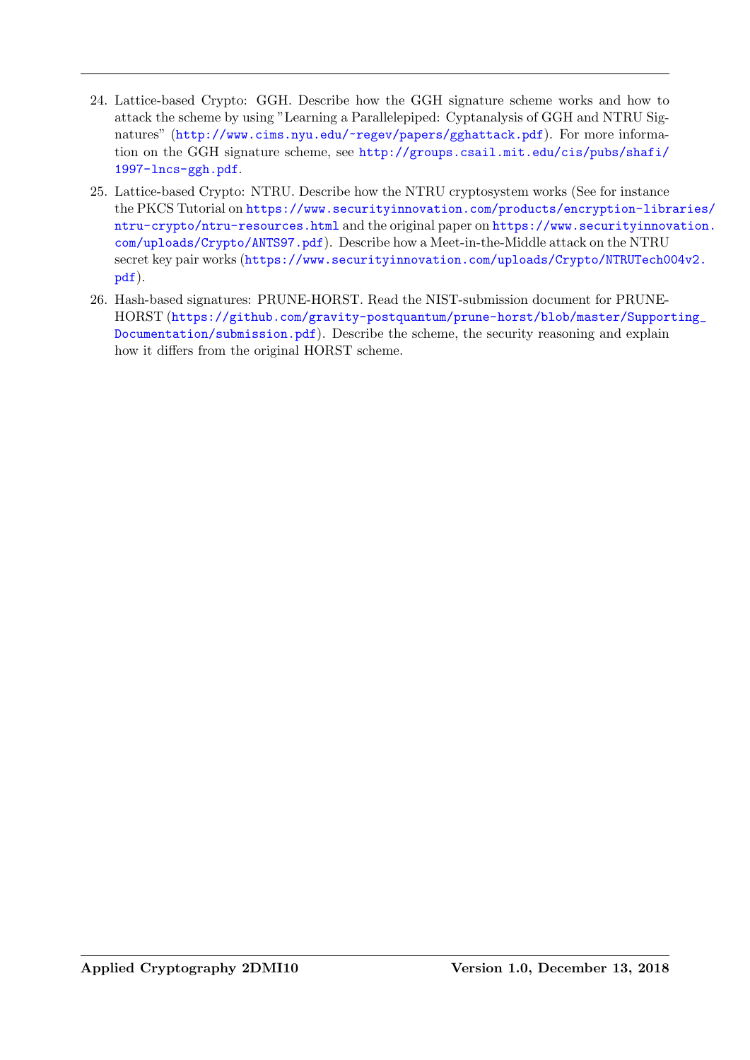24. Lattice-based Crypto: GGH. Describe how the GGH signature scheme works and how to attack the scheme by using "Learning a Parallelepiped: Cyptanalysis of GGH and NTRU Signatures" (http://www.cims.nyu.edu/~regev/papers/gghattack.pdf). For more information on the GGH signature scheme, see http://groups.csail.mit.edu/cis/pubs/shafi/1997-lncs-ggh.pdf.

25. Lattice-based Crypto: NTRU. Describe how the NTRU cryptosystem works (See for instance the PKCS Tutorial on https://www.securityinnovation.com/products/encryption-libraries/ntru-crypto/ntru-resources.html and the original paper on https://www.securityinnovation.com/uploads/Crypto/ANTS97.pdf). Describe how a Meet-in-the-Middle attack on the NTRU secret key pair works (https://www.securityinnovation.com/uploads/Crypto/NTRUTech004v2.pdf).

26. Hash-based signatures: PRUNE-HORST. Read the NIST-submission document for PRUNE-HORST (https://github.com/gravity-postquantum/prune-horst/blob/master/Supporting_Documentation/submission.pdf). Describe the scheme, the security reasoning and explain how it differs from the original HORST scheme.